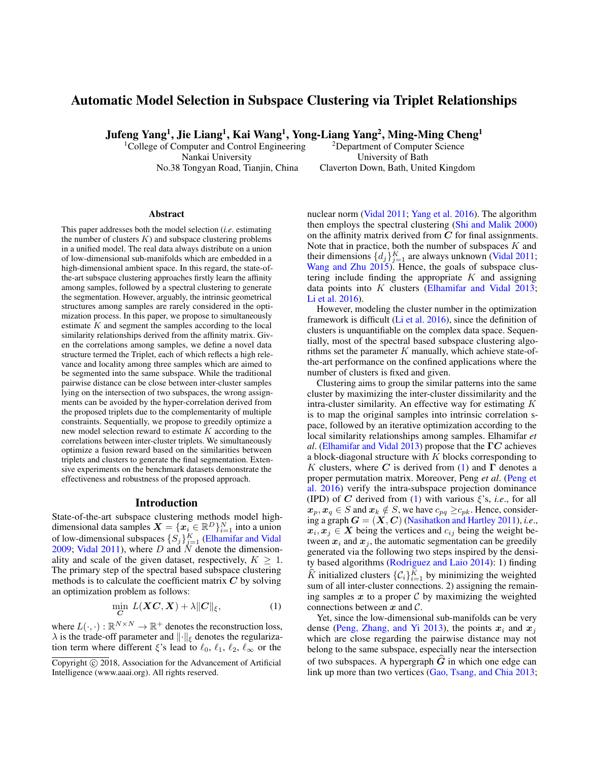# Automatic Model Selection in Subspace Clustering via Triplet Relationships

**Jufeng Yang[1], Jie Liang[1], Kai Wang[1], Yong-Liang Yang[2], Ming-Ming Cheng[1]**

[1]College of Computer and Control Engineering
Nankai University
No.38 Tongyan Road, Tianjin, China

[2]Department of Computer Science
University of Bath
Claverton Down, Bath, United Kingdom

## Abstract

This paper addresses both the model selection (*i.e*. estimating the number of clusters $K$) and subspace clustering problems in a unified model. The real data always distribute on a union of low-dimensional sub-manifolds which are embedded in a high-dimensional ambient space. In this regard, the state-of-the-art subspace clustering approaches firstly learn the affinity among samples, followed by a spectral clustering to generate the segmentation. However, arguably, the intrinsic geometrical structures among samples are rarely considered in the optimization process. In this paper, we propose to simultaneously estimate $K$ and segment the samples according to the local similarity relationships derived from the affinity matrix. Given the correlations among samples, we define a novel data structure termed the Triplet, each of which reflects a high relevance and locality among three samples which are aimed to be segmented into the same subspace. While the traditional pairwise distance can be close between inter-cluster samples lying on the intersection of two subspaces, the wrong assignments can be avoided by the hyper-correlation derived from the proposed triplets due to the complementarity of multiple constraints. Sequentially, we propose to greedily optimize a new model selection reward to estimate $K$ according to the correlations between inter-cluster triplets. We simultaneously optimize a fusion reward based on the similarities between triplets and clusters to generate the final segmentation. Extensive experiments on the benchmark datasets demonstrate the effectiveness and robustness of the proposed approach.

## Introduction

State-of-the-art subspace clustering methods model high-dimensional data samples $\boldsymbol{X} = \{\boldsymbol{x}_i \in \mathbb{R}^D\}_{i=1}^N$ into a union of low-dimensional subspaces $\{S_j\}_{j=1}^K$ (Elhamifar and Vidal 2009; Vidal 2011), where $D$ and $N$ denote the dimensionality and scale of the given dataset, respectively, $K \geq 1$. The primary step of the spectral based subspace clustering methods is to calculate the coefficient matrix $\boldsymbol{C}$ by solving an optimization problem as follows:

$$\min_{\boldsymbol{C}} \; L(\boldsymbol{X}\boldsymbol{C}, \boldsymbol{X}) + \lambda \|\boldsymbol{C}\|_\xi, \tag{1}$$

where $L(\cdot,\cdot) : \mathbb{R}^{N\times N} \rightarrow \mathbb{R}^+$ denotes the reconstruction loss, $\lambda$ is the trade-off parameter and $\|\cdot\|_\xi$ denotes the regularization term where different $\xi$'s lead to $\ell_0$, $\ell_1$, $\ell_2$, $\ell_\infty$ or the nuclear norm (Vidal 2011; Yang et al. 2016). The algorithm then employs the spectral clustering (Shi and Malik 2000) on the affinity matrix derived from $\boldsymbol{C}$ for final assignments. Note that in practice, both the number of subspaces $K$ and their dimensions $\{d_j\}_{j=1}^K$ are always unknown (Vidal 2011; Wang and Zhu 2015). Hence, the goals of subspace clustering include finding the appropriate $K$ and assigning data points into $K$ clusters (Elhamifar and Vidal 2013; Li et al. 2016).

However, modeling the cluster number in the optimization framework is difficult (Li et al. 2016), since the definition of clusters is unquantifiable on the complex data space. Sequentially, most of the spectral based subspace clustering algorithms set the parameter $K$ manually, which achieve state-of-the-art performance on the confined applications where the number of clusters is fixed and given.

Clustering aims to group the similar patterns into the same cluster by maximizing the inter-cluster dissimilarity and the intra-cluster similarity. An effective way for estimating $K$ is to map the original samples into intrinsic correlation space, followed by an iterative optimization according to the local similarity relationships among samples. Elhamifar *et al*. (Elhamifar and Vidal 2013) propose that the $\boldsymbol{\Gamma}\boldsymbol{C}$ achieves a block-diagonal structure with $K$ blocks corresponding to $K$ clusters, where $\boldsymbol{C}$ is derived from (1) and $\boldsymbol{\Gamma}$ denotes a proper permutation matrix. Moreover, Peng *et al*. (Peng et al. 2016) verify the intra-subspace projection dominance (IPD) of $\boldsymbol{C}$ derived from (1) with various $\xi$'s, *i.e*., for all $\boldsymbol{x}_p, \boldsymbol{x}_q \in S$ and $\boldsymbol{x}_k \notin S$, we have $c_{pq} \geq c_{pk}$. Hence, considering a graph $\boldsymbol{G} = (\boldsymbol{X}, \boldsymbol{C})$ (Nasihatkon and Hartley 2011), *i.e*., $\boldsymbol{x}_i, \boldsymbol{x}_j \in \boldsymbol{X}$ being the vertices and $c_{ij}$ being the weight between $\boldsymbol{x}_i$ and $\boldsymbol{x}_j$, the automatic segmentation can be greedily generated via the following two steps inspired by the density based algorithms (Rodriguez and Laio 2014): 1) finding $\widehat{K}$ initialized clusters $\{\mathcal{C}_i\}_{i=1}^{\widehat{K}}$ by minimizing the weighted sum of all inter-cluster connections. 2) assigning the remaining samples $\boldsymbol{x}$ to a proper $\mathcal{C}$ by maximizing the weighted connections between $\boldsymbol{x}$ and $\mathcal{C}$.

Yet, since the low-dimensional sub-manifolds can be very dense (Peng, Zhang, and Yi 2013), the points $\boldsymbol{x}_i$ and $\boldsymbol{x}_j$ which are close regarding the pairwise distance may not belong to the same subspace, especially near the intersection of two subspaces. A hypergraph $\widehat{\boldsymbol{G}}$ in which one edge can link up more than two vertices (Gao, Tsang, and Chia 2013;

Copyright © 2018, Association for the Advancement of Artificial Intelligence (www.aaai.org). All rights reserved.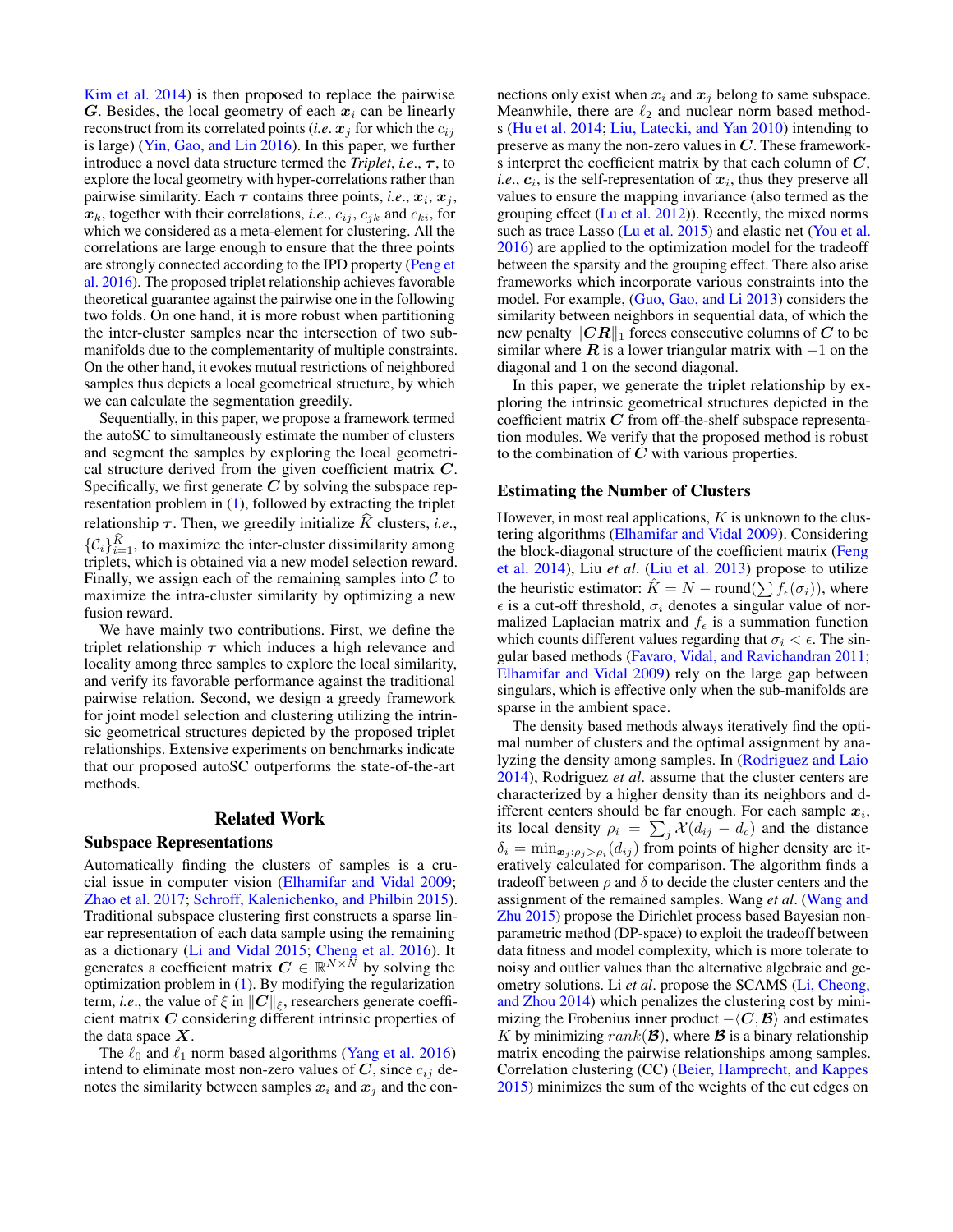Kim et al. 2014) is then proposed to replace the pairwise $\boldsymbol{G}$. Besides, the local geometry of each $\boldsymbol{x}_i$ can be linearly reconstruct from its correlated points (*i.e.* $\boldsymbol{x}_j$ for which the $c_{ij}$ is large) (Yin, Gao, and Lin 2016). In this paper, we further introduce a novel data structure termed the *Triplet*, *i.e.*, $\boldsymbol{\tau}$, to explore the local geometry with hyper-correlations rather than pairwise similarity. Each $\boldsymbol{\tau}$ contains three points, *i.e.*, $\boldsymbol{x}_i$, $\boldsymbol{x}_j$, $\boldsymbol{x}_k$, together with their correlations, *i.e.*, $c_{ij}$, $c_{jk}$ and $c_{ki}$, for which we considered as a meta-element for clustering. All the correlations are large enough to ensure that the three points are strongly connected according to the IPD property (Peng et al. 2016). The proposed triplet relationship achieves favorable theoretical guarantee against the pairwise one in the following two folds. On one hand, it is more robust when partitioning the inter-cluster samples near the intersection of two sub-manifolds due to the complementarity of multiple constraints. On the other hand, it evokes mutual restrictions of neighbored samples thus depicts a local geometrical structure, by which we can calculate the segmentation greedily.

Sequentially, in this paper, we propose a framework termed the autoSC to simultaneously estimate the number of clusters and segment the samples by exploring the local geometrical structure derived from the given coefficient matrix $\boldsymbol{C}$. Specifically, we first generate $\boldsymbol{C}$ by solving the subspace representation problem in (1), followed by extracting the triplet relationship $\boldsymbol{\tau}$. Then, we greedily initialize $\widehat{K}$ clusters, *i.e.*, $\{\mathcal{C}_i\}_{i=1}^{\widehat{K}}$, to maximize the inter-cluster dissimilarity among triplets, which is obtained via a new model selection reward. Finally, we assign each of the remaining samples into $\mathcal{C}$ to maximize the intra-cluster similarity by optimizing a new fusion reward.

We have mainly two contributions. First, we define the triplet relationship $\boldsymbol{\tau}$ which induces a high relevance and locality among three samples to explore the local similarity, and verify its favorable performance against the traditional pairwise relation. Second, we design a greedy framework for joint model selection and clustering utilizing the intrinsic geometrical structures depicted by the proposed triplet relationships. Extensive experiments on benchmarks indicate that our proposed autoSC outperforms the state-of-the-art methods.

## Related Work

### Subspace Representations

Automatically finding the clusters of samples is a crucial issue in computer vision (Elhamifar and Vidal 2009; Zhao et al. 2017; Schroff, Kalenichenko, and Philbin 2015). Traditional subspace clustering first constructs a sparse linear representation of each data sample using the remaining as a dictionary (Li and Vidal 2015; Cheng et al. 2016). It generates a coefficient matrix $\boldsymbol{C} \in \mathbb{R}^{N \times N}$ by solving the optimization problem in (1). By modifying the regularization term, *i.e.*, the value of $\xi$ in $\|\boldsymbol{C}\|_\xi$, researchers generate coefficient matrix $\boldsymbol{C}$ considering different intrinsic properties of the data space $\boldsymbol{X}$.

The $\ell_0$ and $\ell_1$ norm based algorithms (Yang et al. 2016) intend to eliminate most non-zero values of $\boldsymbol{C}$, since $c_{ij}$ denotes the similarity between samples $\boldsymbol{x}_i$ and $\boldsymbol{x}_j$ and the connections only exist when $\boldsymbol{x}_i$ and $\boldsymbol{x}_j$ belong to same subspace. Meanwhile, there are $\ell_2$ and nuclear norm based methods (Hu et al. 2014; Liu, Latecki, and Yan 2010) intending to preserve as many the non-zero values in $\boldsymbol{C}$. These frameworks interpret the coefficient matrix by that each column of $\boldsymbol{C}$, *i.e.*, $\boldsymbol{c}_i$, is the self-representation of $\boldsymbol{x}_i$, thus they preserve all values to ensure the mapping invariance (also termed as the grouping effect (Lu et al. 2012)). Recently, the mixed norms such as trace Lasso (Lu et al. 2015) and elastic net (You et al. 2016) are applied to the optimization model for the tradeoff between the sparsity and the grouping effect. There also arise frameworks which incorporate various constraints into the model. For example, (Guo, Gao, and Li 2013) considers the similarity between neighbors in sequential data, of which the new penalty $\|\boldsymbol{C}\boldsymbol{R}\|_1$ forces consecutive columns of $\boldsymbol{C}$ to be similar where $\boldsymbol{R}$ is a lower triangular matrix with $-1$ on the diagonal and $1$ on the second diagonal.

In this paper, we generate the triplet relationship by exploring the intrinsic geometrical structures depicted in the coefficient matrix $\boldsymbol{C}$ from off-the-shelf subspace representation modules. We verify that the proposed method is robust to the combination of $\boldsymbol{C}$ with various properties.

### Estimating the Number of Clusters

However, in most real applications, $K$ is unknown to the clustering algorithms (Elhamifar and Vidal 2009). Considering the block-diagonal structure of the coefficient matrix (Feng et al. 2014), Liu *et al*. (Liu et al. 2013) propose to utilize the heuristic estimator: $\hat{K} = N - \text{round}(\sum f_\epsilon(\sigma_i))$, where $\epsilon$ is a cut-off threshold, $\sigma_i$ denotes a singular value of normalized Laplacian matrix and $f_\epsilon$ is a summation function which counts different values regarding that $\sigma_i < \epsilon$. The singular based methods (Favaro, Vidal, and Ravichandran 2011; Elhamifar and Vidal 2009) rely on the large gap between singulars, which is effective only when the sub-manifolds are sparse in the ambient space.

The density based methods always iteratively find the optimal number of clusters and the optimal assignment by analyzing the density among samples. In (Rodriguez and Laio 2014), Rodriguez *et al*. assume that the cluster centers are characterized by a higher density than its neighbors and different centers should be far enough. For each sample $\boldsymbol{x}_i$, its local density $\rho_i = \sum_j \mathcal{X}(d_{ij} - d_c)$ and the distance $\delta_i = \min_{\boldsymbol{x}_j : \rho_j > \rho_i}(d_{ij})$ from points of higher density are iteratively calculated for comparison. The algorithm finds a tradeoff between $\rho$ and $\delta$ to decide the cluster centers and the assignment of the remained samples. Wang *et al*. (Wang and Zhu 2015) propose the Dirichlet process based Bayesian nonparametric method (DP-space) to exploit the tradeoff between data fitness and model complexity, which is more tolerate to noisy and outlier values than the alternative algebraic and geometry solutions. Li *et al*. propose the SCAMS (Li, Cheong, and Zhou 2014) which penalizes the clustering cost by minimizing the Frobenius inner product $-\langle \boldsymbol{C}, \boldsymbol{\mathcal{B}} \rangle$ and estimates $K$ by minimizing $rank(\boldsymbol{\mathcal{B}})$, where $\boldsymbol{\mathcal{B}}$ is a binary relationship matrix encoding the pairwise relationships among samples. Correlation clustering (CC) (Beier, Hamprecht, and Kappes 2015) minimizes the sum of the weights of the cut edges on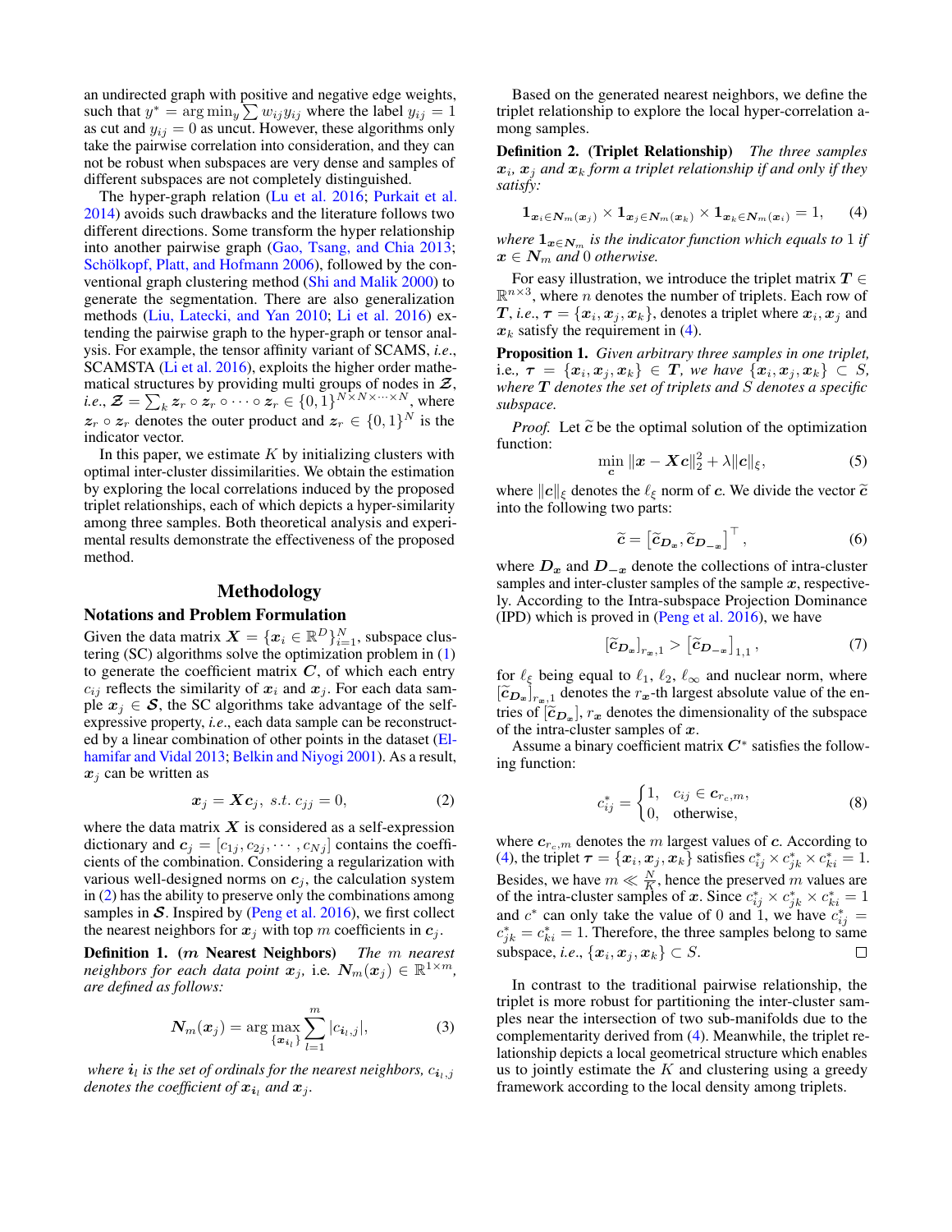an undirected graph with positive and negative edge weights, such that $y^* = \arg\min_y \sum w_{ij} y_{ij}$ where the label $y_{ij} = 1$ as cut and $y_{ij} = 0$ as uncut. However, these algorithms only take the pairwise correlation into consideration, and they can not be robust when subspaces are very dense and samples of different subspaces are not completely distinguished.

The hyper-graph relation (Lu et al. 2016; Purkait et al. 2014) avoids such drawbacks and the literature follows two different directions. Some transform the hyper relationship into another pairwise graph (Gao, Tsang, and Chia 2013; Schölkopf, Platt, and Hofmann 2006), followed by the conventional graph clustering method (Shi and Malik 2000) to generate the segmentation. There are also generalization methods (Liu, Latecki, and Yan 2010; Li et al. 2016) extending the pairwise graph to the hyper-graph or tensor analysis. For example, the tensor affinity variant of SCAMS, *i.e.*, SCAMSTA (Li et al. 2016), exploits the higher order mathematical structures by providing multi groups of nodes in $\mathcal{Z}$, *i.e.*, $\mathcal{Z} = \sum_k z_r \circ z_r \circ \cdots \circ z_r \in \{0,1\}^{N \times N \times \cdots \times N}$, where $z_r \circ z_r$ denotes the outer product and $z_r \in \{0,1\}^N$ is the indicator vector.

In this paper, we estimate $K$ by initializing clusters with optimal inter-cluster dissimilarities. We obtain the estimation by exploring the local correlations induced by the proposed triplet relationships, each of which depicts a hyper-similarity among three samples. Both theoretical analysis and experimental results demonstrate the effectiveness of the proposed method.

## Methodology

### Notations and Problem Formulation

Given the data matrix $\boldsymbol{X} = \{\boldsymbol{x}_i \in \mathbb{R}^D\}_{i=1}^N$, subspace clustering (SC) algorithms solve the optimization problem in (1) to generate the coefficient matrix $\boldsymbol{C}$, of which each entry $c_{ij}$ reflects the similarity of $\boldsymbol{x}_i$ and $\boldsymbol{x}_j$. For each data sample $\boldsymbol{x}_j \in \boldsymbol{\mathcal{S}}$, the SC algorithms take advantage of the self-expressive property, *i.e.*, each data sample can be reconstructed by a linear combination of other points in the dataset (Elhamifar and Vidal 2013; Belkin and Niyogi 2001). As a result, $\boldsymbol{x}_j$ can be written as

$$\boldsymbol{x}_j = \boldsymbol{X}\boldsymbol{c}_j, \; s.t. \; c_{jj} = 0, \tag{2}$$

where the data matrix $\boldsymbol{X}$ is considered as a self-expression dictionary and $\boldsymbol{c}_j = [c_{1j}, c_{2j}, \cdots, c_{Nj}]$ contains the coefficients of the combination. Considering a regularization with various well-designed norms on $\boldsymbol{c}_j$, the calculation system in (2) has the ability to preserve only the combinations among samples in $\boldsymbol{\mathcal{S}}$. Inspired by (Peng et al. 2016), we first collect the nearest neighbors for $\boldsymbol{x}_j$ with top $m$ coefficients in $\boldsymbol{c}_j$.

**Definition 1. ($m$ Nearest Neighbors)** *The $m$ nearest neighbors for each data point $\boldsymbol{x}_j$,* i.e. $\boldsymbol{N}_m(\boldsymbol{x}_j) \in \mathbb{R}^{1\times m}$, *are defined as follows:*

$$\boldsymbol{N}_m(\boldsymbol{x}_j) = \arg\max_{\{\boldsymbol{x}_{\boldsymbol{i}_l}\}} \sum_{l=1}^{m} |c_{\boldsymbol{i}_l,j}|, \tag{3}$$

*where $\boldsymbol{i}_l$ is the set of ordinals for the nearest neighbors, $c_{\boldsymbol{i}_l,j}$ denotes the coefficient of $\boldsymbol{x}_{\boldsymbol{i}_l}$ and $\boldsymbol{x}_j$.*

Based on the generated nearest neighbors, we define the triplet relationship to explore the local hyper-correlation among samples.

**Definition 2. (Triplet Relationship)** *The three samples $\boldsymbol{x}_i$, $\boldsymbol{x}_j$ and $\boldsymbol{x}_k$ form a triplet relationship if and only if they satisfy:*

$$\mathbf{1}_{\boldsymbol{x}_i \in \boldsymbol{N}_m(\boldsymbol{x}_j)} \times \mathbf{1}_{\boldsymbol{x}_j \in \boldsymbol{N}_m(\boldsymbol{x}_k)} \times \mathbf{1}_{\boldsymbol{x}_k \in \boldsymbol{N}_m(\boldsymbol{x}_i)} = 1, \tag{4}$$

*where $\mathbf{1}_{\boldsymbol{x}\in\boldsymbol{N}_m}$ is the indicator function which equals to 1 if $\boldsymbol{x} \in \boldsymbol{N}_m$ and 0 otherwise.*

For easy illustration, we introduce the triplet matrix $\boldsymbol{T} \in \mathbb{R}^{n\times 3}$, where $n$ denotes the number of triplets. Each row of $\boldsymbol{T}$, *i.e.*, $\boldsymbol{\tau} = \{\boldsymbol{x}_i, \boldsymbol{x}_j, \boldsymbol{x}_k\}$, denotes a triplet where $\boldsymbol{x}_i$, $\boldsymbol{x}_j$ and $\boldsymbol{x}_k$ satisfy the requirement in (4).

**Proposition 1.** *Given arbitrary three samples in one triplet,* i.e., *$\boldsymbol{\tau} = \{\boldsymbol{x}_i, \boldsymbol{x}_j, \boldsymbol{x}_k\} \in \boldsymbol{T}$, we have $\{\boldsymbol{x}_i, \boldsymbol{x}_j, \boldsymbol{x}_k\} \subset S$, where $\boldsymbol{T}$ denotes the set of triplets and $S$ denotes a specific subspace.*

*Proof.* Let $\widetilde{\boldsymbol{c}}$ be the optimal solution of the optimization function:

$$\min_{\boldsymbol{c}} \|\boldsymbol{x} - \boldsymbol{X}\boldsymbol{c}\|_2^2 + \lambda\|\boldsymbol{c}\|_\xi, \tag{5}$$

where $\|\boldsymbol{c}\|_\xi$ denotes the $\ell_\xi$ norm of $\boldsymbol{c}$. We divide the vector $\widetilde{\boldsymbol{c}}$ into the following two parts:

$$\widetilde{\boldsymbol{c}} = \left[\widetilde{\boldsymbol{c}}_{\boldsymbol{D}_{\boldsymbol{x}}}, \widetilde{\boldsymbol{c}}_{\boldsymbol{D}_{-\boldsymbol{x}}}\right]^\top, \tag{6}$$

where $\boldsymbol{D}_{\boldsymbol{x}}$ and $\boldsymbol{D}_{-\boldsymbol{x}}$ denote the collections of intra-cluster samples and inter-cluster samples of the sample $\boldsymbol{x}$, respectively. According to the Intra-subspace Projection Dominance (IPD) which is proved in (Peng et al. 2016), we have

$$\left[\widetilde{\boldsymbol{c}}_{\boldsymbol{D}_{\boldsymbol{x}}}\right]_{r_{\boldsymbol{x}},1} > \left[\widetilde{\boldsymbol{c}}_{\boldsymbol{D}_{-\boldsymbol{x}}}\right]_{1,1}, \tag{7}$$

for $\ell_\xi$ being equal to $\ell_1$, $\ell_2$, $\ell_\infty$ and nuclear norm, where $\left[\widetilde{\boldsymbol{c}}_{\boldsymbol{D}_{\boldsymbol{x}}}\right]_{r_{\boldsymbol{x}},1}$ denotes the $r_{\boldsymbol{x}}$-th largest absolute value of the entries of $\left[\widetilde{\boldsymbol{c}}_{\boldsymbol{D}_{\boldsymbol{x}}}\right]$, $r_{\boldsymbol{x}}$ denotes the dimensionality of the subspace of the intra-cluster samples of $\boldsymbol{x}$.

Assume a binary coefficient matrix $\boldsymbol{C}^*$ satisfies the following function:

$$c^*_{ij} = \begin{cases} 1, & c_{ij} \in \boldsymbol{c}_{r_c,m}, \\ 0, & \text{otherwise}, \end{cases} \tag{8}$$

where $\boldsymbol{c}_{r_c,m}$ denotes the $m$ largest values of $\boldsymbol{c}$. According to (4), the triplet $\boldsymbol{\tau} = \{\boldsymbol{x}_i, \boldsymbol{x}_j, \boldsymbol{x}_k\}$ satisfies $c^*_{ij} \times c^*_{jk} \times c^*_{ki} = 1$. Besides, we have $m \ll \frac{N}{K}$, hence the preserved $m$ values are of the intra-cluster samples of $\boldsymbol{x}$. Since $c^*_{ij} \times c^*_{jk} \times c^*_{ki} = 1$ and $c^*$ can only take the value of 0 and 1, we have $c^*_{ij} = c^*_{jk} = c^*_{ki} = 1$. Therefore, the three samples belong to same subspace, *i.e.*, $\{\boldsymbol{x}_i, \boldsymbol{x}_j, \boldsymbol{x}_k\} \subset S$. ☐

In contrast to the traditional pairwise relationship, the triplet is more robust for partitioning the inter-cluster samples near the intersection of two sub-manifolds due to the complementarity derived from (4). Meanwhile, the triplet relationship depicts a local geometrical structure which enables us to jointly estimate the $K$ and clustering using a greedy framework according to the local density among triplets.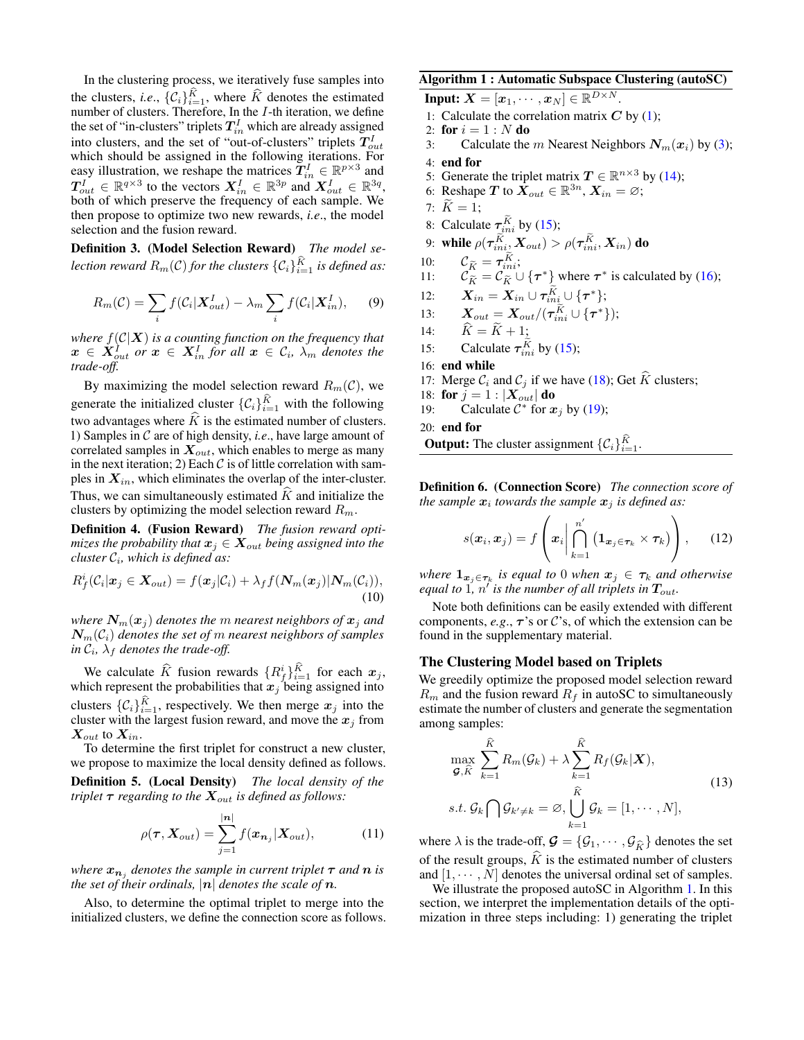In the clustering process, we iteratively fuse samples into the clusters, *i.e.*, $\{\mathcal{C}_i\}_{i=1}^{\widehat{K}}$, where $\widehat{K}$ denotes the estimated number of clusters. Therefore, In the $I$-th iteration, we define the set of "in-clusters" triplets $\boldsymbol{T}_{in}^I$ which are already assigned into clusters, and the set of "out-of-clusters" triplets $\boldsymbol{T}_{out}^I$ which should be assigned in the following iterations. For easy illustration, we reshape the matrices $\boldsymbol{T}_{in}^I \in \mathbb{R}^{p\times 3}$ and $\boldsymbol{T}_{out}^I \in \mathbb{R}^{q\times 3}$ to the vectors $\boldsymbol{X}_{in}^I \in \mathbb{R}^{3p}$ and $\boldsymbol{X}_{out}^I \in \mathbb{R}^{3q}$, both of which preserve the frequency of each sample. We then propose to optimize two new rewards, *i.e.*, the model selection and the fusion reward.

**Definition 3. (Model Selection Reward)** *The model selection reward $R_m(\mathcal{C})$ for the clusters $\{\mathcal{C}_i\}_{i=1}^{\widehat{K}}$ is defined as:*

$$R_m(\mathcal{C}) = \sum_i f(\mathcal{C}_i|\boldsymbol{X}_{out}^I) - \lambda_m \sum_i f(\mathcal{C}_i|\boldsymbol{X}_{in}^I), \tag{9}$$

*where $f(\mathcal{C}|\boldsymbol{X})$ is a counting function on the frequency that $\boldsymbol{x} \in \boldsymbol{X}_{out}^I$ or $\boldsymbol{x} \in \boldsymbol{X}_{in}^I$ for all $\boldsymbol{x} \in \mathcal{C}_i$, $\lambda_m$ denotes the trade-off.*

By maximizing the model selection reward $R_m(\mathcal{C})$, we generate the initialized cluster $\{\mathcal{C}_i\}_{i=1}^{\widehat{K}}$ with the following two advantages where $\widehat{K}$ is the estimated number of clusters. 1) Samples in $\mathcal{C}$ are of high density, *i.e.*, have large amount of correlated samples in $\boldsymbol{X}_{out}$, which enables to merge as many in the next iteration; 2) Each $\mathcal{C}$ is of little correlation with samples in $\boldsymbol{X}_{in}$, which eliminates the overlap of the inter-cluster. Thus, we can simultaneously estimated $\widehat{K}$ and initialize the clusters by optimizing the model selection reward $R_m$.

**Definition 4. (Fusion Reward)** *The fusion reward optimizes the probability that $\boldsymbol{x}_j \in \boldsymbol{X}_{out}$ being assigned into the cluster $\mathcal{C}_i$, which is defined as:*

$$R_f^i(\mathcal{C}_i|\boldsymbol{x}_j \in \boldsymbol{X}_{out}) = f(\boldsymbol{x}_j|\mathcal{C}_i) + \lambda_f f(\boldsymbol{N}_m(\boldsymbol{x}_j)|\boldsymbol{N}_m(\mathcal{C}_i)), \tag{10}$$

*where $\boldsymbol{N}_m(\boldsymbol{x}_j)$ denotes the $m$ nearest neighbors of $\boldsymbol{x}_j$ and $\boldsymbol{N}_m(\mathcal{C}_i)$ denotes the set of $m$ nearest neighbors of samples in $\mathcal{C}_i$, $\lambda_f$ denotes the trade-off.*

We calculate $\widehat{K}$ fusion rewards $\{R_f^i\}_{i=1}^{\widehat{K}}$ for each $\boldsymbol{x}_j$, which represent the probabilities that $\boldsymbol{x}_j$ being assigned into clusters $\{\mathcal{C}_i\}_{i=1}^{\widehat{K}}$, respectively. We then merge $\boldsymbol{x}_j$ into the cluster with the largest fusion reward, and move the $\boldsymbol{x}_j$ from $\boldsymbol{X}_{out}$ to $\boldsymbol{X}_{in}$.

To determine the first triplet for construct a new cluster, we propose to maximize the local density defined as follows.

**Definition 5. (Local Density)** *The local density of the triplet $\boldsymbol{\tau}$ regarding to the $\boldsymbol{X}_{out}$ is defined as follows:*

$$\rho(\boldsymbol{\tau}, \boldsymbol{X}_{out}) = \sum_{j=1}^{|\boldsymbol{n}|} f(\boldsymbol{x}_{\boldsymbol{n}_j}|\boldsymbol{X}_{out}), \tag{11}$$

*where $\boldsymbol{x}_{\boldsymbol{n}_j}$ denotes the sample in current triplet $\boldsymbol{\tau}$ and $\boldsymbol{n}$ is the set of their ordinals, $|\boldsymbol{n}|$ denotes the scale of $\boldsymbol{n}$.*

Also, to determine the optimal triplet to merge into the initialized clusters, we define the connection score as follows.

**Algorithm 1 : Automatic Subspace Clustering (autoSC)**

**Input:** $\boldsymbol{X} = [\boldsymbol{x}_1, \cdots, \boldsymbol{x}_N] \in \mathbb{R}^{D\times N}$.

1: Calculate the correlation matrix $\boldsymbol{C}$ by (1);
2: **for** $i = 1 : N$ **do**
3: Calculate the $m$ Nearest Neighbors $\boldsymbol{N}_m(\boldsymbol{x}_i)$ by (3);
4: **end for**
5: Generate the triplet matrix $\boldsymbol{T} \in \mathbb{R}^{n\times 3}$ by (14);
6: Reshape $\boldsymbol{T}$ to $\boldsymbol{X}_{out} \in \mathbb{R}^{3n}$, $\boldsymbol{X}_{in} = \varnothing$;
7: $\widetilde{K} = 1$;
8: Calculate $\boldsymbol{\tau}_{ini}^{\widetilde{K}}$ by (15);
9: **while** $\rho(\boldsymbol{\tau}_{ini}^{\widetilde{K}}, \boldsymbol{X}_{out}) > \rho(\boldsymbol{\tau}_{ini}^{\widetilde{K}}, \boldsymbol{X}_{in})$ **do**
10: $\mathcal{C}_{\widetilde{K}} = \boldsymbol{\tau}_{ini}^{\widetilde{K}}$;
11: $\mathcal{C}_{\widetilde{K}} = \mathcal{C}_{\widetilde{K}} \cup \{\boldsymbol{\tau}^*\}$ where $\boldsymbol{\tau}^*$ is calculated by (16);
12: $\boldsymbol{X}_{in} = \boldsymbol{X}_{in} \cup \boldsymbol{\tau}_{ini}^{\widetilde{K}} \cup \{\boldsymbol{\tau}^*\}$;
13: $\boldsymbol{X}_{out} = \boldsymbol{X}_{out} / (\boldsymbol{\tau}_{ini}^{\widetilde{K}} \cup \{\boldsymbol{\tau}^*\})$;
14: $\widehat{K} = \widetilde{K} + 1$;
15: Calculate $\boldsymbol{\tau}_{ini}^{\widetilde{K}}$ by (15);
16: **end while**
17: Merge $\mathcal{C}_i$ and $\mathcal{C}_j$ if we have (18); Get $\widehat{K}$ clusters;
18: **for** $j = 1 : |\boldsymbol{X}_{out}|$ **do**
19: Calculate $\mathcal{C}^*$ for $\boldsymbol{x}_j$ by (19);
20: **end for**

**Output:** The cluster assignment $\{\mathcal{C}_i\}_{i=1}^{\widehat{K}}$.

**Definition 6. (Connection Score)** *The connection score of the sample $\boldsymbol{x}_i$ towards the sample $\boldsymbol{x}_j$ is defined as:*

$$s(\boldsymbol{x}_i, \boldsymbol{x}_j) = f\left(\boldsymbol{x}_i \middle| \bigcap_{k=1}^{n'} \left(\mathbf{1}_{\boldsymbol{x}_j \in \boldsymbol{\tau}_k} \times \boldsymbol{\tau}_k\right)\right), \tag{12}$$

*where $\mathbf{1}_{\boldsymbol{x}_j \in \boldsymbol{\tau}_k}$ is equal to 0 when $\boldsymbol{x}_j \in \boldsymbol{\tau}_k$ and otherwise equal to 1, $n'$ is the number of all triplets in $\boldsymbol{T}_{out}$.*

Note both definitions can be easily extended with different components, *e.g.*, $\boldsymbol{\tau}$'s or $\mathcal{C}$'s, of which the extension can be found in the supplementary material.

## The Clustering Model based on Triplets

We greedily optimize the proposed model selection reward $R_m$ and the fusion reward $R_f$ in autoSC to simultaneously estimate the number of clusters and generate the segmentation among samples:

$$\begin{aligned} &\max_{\boldsymbol{\mathcal{G}}, \widehat{K}} \sum_{k=1}^{\widehat{K}} R_m(\mathcal{G}_k) + \lambda \sum_{k=1}^{\widehat{K}} R_f(\mathcal{G}_k|\boldsymbol{X}), \\ &s.t.\ \mathcal{G}_k \bigcap \mathcal{G}_{k'\neq k} = \varnothing, \bigcup_{k=1}^{\widehat{K}} \mathcal{G}_k = [1, \cdots, N], \end{aligned} \tag{13}$$

where $\lambda$ is the trade-off, $\boldsymbol{\mathcal{G}} = \{\mathcal{G}_1, \cdots, \mathcal{G}_{\widehat{K}}\}$ denotes the set of the result groups, $\widehat{K}$ is the estimated number of clusters and $[1, \cdots, N]$ denotes the universal ordinal set of samples.

We illustrate the proposed autoSC in Algorithm 1. In this section, we interpret the implementation details of the optimization in three steps including: 1) generating the triplet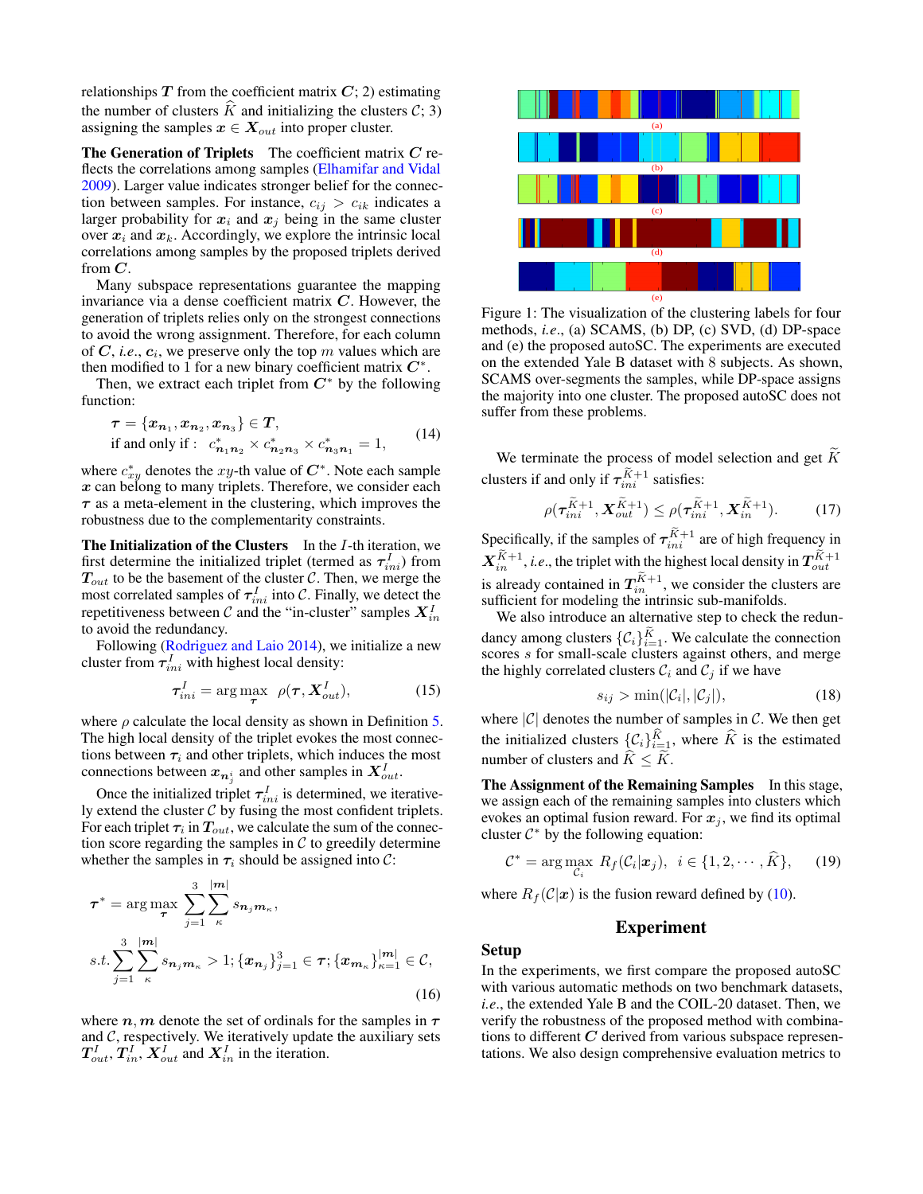relationships $\boldsymbol{T}$ from the coefficient matrix $\boldsymbol{C}$; 2) estimating the number of clusters $\widehat{K}$ and initializing the clusters $\mathcal{C}$; 3) assigning the samples $\boldsymbol{x} \in \boldsymbol{X}_{out}$ into proper cluster.

**The Generation of Triplets** The coefficient matrix $\boldsymbol{C}$ reflects the correlations among samples (Elhamifar and Vidal 2009). Larger value indicates stronger belief for the connection between samples. For instance, $c_{ij} > c_{ik}$ indicates a larger probability for $\boldsymbol{x}_i$ and $\boldsymbol{x}_j$ being in the same cluster over $\boldsymbol{x}_i$ and $\boldsymbol{x}_k$. Accordingly, we explore the intrinsic local correlations among samples by the proposed triplets derived from $\boldsymbol{C}$.

Many subspace representations guarantee the mapping invariance via a dense coefficient matrix $\boldsymbol{C}$. However, the generation of triplets relies only on the strongest connections to avoid the wrong assignment. Therefore, for each column of $\boldsymbol{C}$, *i.e.*, $\boldsymbol{c}_i$, we preserve only the top $m$ values which are then modified to 1 for a new binary coefficient matrix $\boldsymbol{C}^*$.

Then, we extract each triplet from $\boldsymbol{C}^*$ by the following function:

$$
\begin{aligned}
&\boldsymbol{\tau} = \{\boldsymbol{x}_{\boldsymbol{n}_1}, \boldsymbol{x}_{\boldsymbol{n}_2}, \boldsymbol{x}_{\boldsymbol{n}_3}\} \in \boldsymbol{T}, \\
&\text{if and only if :} \quad c^*_{\boldsymbol{n}_1\boldsymbol{n}_2} \times c^*_{\boldsymbol{n}_2\boldsymbol{n}_3} \times c^*_{\boldsymbol{n}_3\boldsymbol{n}_1} = 1,
\end{aligned} \tag{14}
$$

where $c^*_{xy}$ denotes the $xy$-th value of $\boldsymbol{C}^*$. Note each sample $\boldsymbol{x}$ can belong to many triplets. Therefore, we consider each $\boldsymbol{\tau}$ as a meta-element in the clustering, which improves the robustness due to the complementarity constraints.

**The Initialization of the Clusters** In the $I$-th iteration, we first determine the initialized triplet (termed as $\boldsymbol{\tau}^I_{ini}$) from $\boldsymbol{T}_{out}$ to be the basement of the cluster $\mathcal{C}$. Then, we merge the most correlated samples of $\boldsymbol{\tau}^I_{ini}$ into $\mathcal{C}$. Finally, we detect the repetitiveness between $\mathcal{C}$ and the "in-cluster" samples $\boldsymbol{X}^I_{in}$ to avoid the redundancy.

Following (Rodriguez and Laio 2014), we initialize a new cluster from $\boldsymbol{\tau}^I_{ini}$ with highest local density:

$$
\boldsymbol{\tau}^I_{ini} = \arg\max_{\boldsymbol{\tau}} \ \rho(\boldsymbol{\tau}, \boldsymbol{X}^I_{out}), \tag{15}
$$

where $\rho$ calculate the local density as shown in Definition 5. The high local density of the triplet evokes the most connections between $\boldsymbol{\tau}_i$ and other triplets, which induces the most connections between $\boldsymbol{x}_{\boldsymbol{n}^i_j}$ and other samples in $\boldsymbol{X}^I_{out}$.

Once the initialized triplet $\boldsymbol{\tau}^I_{ini}$ is determined, we iteratively extend the cluster $\mathcal{C}$ by fusing the most confident triplets. For each triplet $\boldsymbol{\tau}_i$ in $\boldsymbol{T}_{out}$, we calculate the sum of the connection score regarding the samples in $\mathcal{C}$ to greedily determine whether the samples in $\boldsymbol{\tau}_i$ should be assigned into $\mathcal{C}$:

$$
\begin{aligned}
&\boldsymbol{\tau}^* = \arg\max_{\boldsymbol{\tau}} \sum_{j=1}^{3} \sum_{\kappa}^{|\boldsymbol{m}|} s_{\boldsymbol{n}_j \boldsymbol{m}_\kappa}, \\
&s.t. \sum_{j=1}^{3} \sum_{\kappa}^{|\boldsymbol{m}|} s_{\boldsymbol{n}_j \boldsymbol{m}_\kappa} > 1; \{\boldsymbol{x}_{\boldsymbol{n}_j}\}_{j=1}^{3} \in \boldsymbol{\tau}; \{\boldsymbol{x}_{\boldsymbol{m}_\kappa}\}_{\kappa=1}^{|\boldsymbol{m}|} \in \mathcal{C},
\end{aligned} \tag{16}
$$

where $\boldsymbol{n}, \boldsymbol{m}$ denote the set of ordinals for the samples in $\boldsymbol{\tau}$ and $\mathcal{C}$, respectively. We iteratively update the auxiliary sets $\boldsymbol{T}^I_{out}$, $\boldsymbol{T}^I_{in}$, $\boldsymbol{X}^I_{out}$ and $\boldsymbol{X}^I_{in}$ in the iteration.

Figure 1: The visualization of the clustering labels for four methods, *i.e.*, (a) SCAMS, (b) DP, (c) SVD, (d) DP-space and (e) the proposed autoSC. The experiments are executed on the extended Yale B dataset with 8 subjects. As shown, SCAMS over-segments the samples, while DP-space assigns the majority into one cluster. The proposed autoSC does not suffer from these problems.

We terminate the process of model selection and get $\widetilde{K}$ clusters if and only if $\boldsymbol{\tau}^{\widetilde{K}+1}_{ini}$ satisfies:

$$
\rho(\boldsymbol{\tau}^{\widetilde{K}+1}_{ini}, \boldsymbol{X}^{\widetilde{K}+1}_{out}) \leq \rho(\boldsymbol{\tau}^{\widetilde{K}+1}_{ini}, \boldsymbol{X}^{\widetilde{K}+1}_{in}). \tag{17}
$$

Specifically, if the samples of $\boldsymbol{\tau}^{\widetilde{K}+1}_{ini}$ are of high frequency in $\boldsymbol{X}^{\widetilde{K}+1}_{in}$, *i.e.*, the triplet with the highest local density in $\boldsymbol{T}^{\widetilde{K}+1}_{out}$ is already contained in $\boldsymbol{T}^{\widetilde{K}+1}_{in}$, we consider the clusters are sufficient for modeling the intrinsic sub-manifolds.

We also introduce an alternative step to check the redundancy among clusters $\{\mathcal{C}_i\}_{i=1}^{\widetilde{K}}$. We calculate the connection scores $s$ for small-scale clusters against others, and merge the highly correlated clusters $\mathcal{C}_i$ and $\mathcal{C}_j$ if we have

$$
s_{ij} > \min(|\mathcal{C}_i|, |\mathcal{C}_j|), \tag{18}
$$

where $|\mathcal{C}|$ denotes the number of samples in $\mathcal{C}$. We then get the initialized clusters $\{\mathcal{C}_i\}_{i=1}^{\widehat{K}}$, where $\widehat{K}$ is the estimated number of clusters and $\widehat{K} \leq \widetilde{K}$.

**The Assignment of the Remaining Samples** In this stage, we assign each of the remaining samples into clusters which evokes an optimal fusion reward. For $\boldsymbol{x}_j$, we find its optimal cluster $\mathcal{C}^*$ by the following equation:

$$
\mathcal{C}^* = \arg\max_{\mathcal{C}_i} \ R_f(\mathcal{C}_i | \boldsymbol{x}_j), \quad i \in \{1, 2, \cdots, \widehat{K}\}, \tag{19}
$$

where $R_f(\mathcal{C}|\boldsymbol{x})$ is the fusion reward defined by (10).

# Experiment

## Setup

In the experiments, we first compare the proposed autoSC with various automatic methods on two benchmark datasets, *i.e.*, the extended Yale B and the COIL-20 dataset. Then, we verify the robustness of the proposed method with combinations to different $\boldsymbol{C}$ derived from various subspace representations. We also design comprehensive evaluation metrics to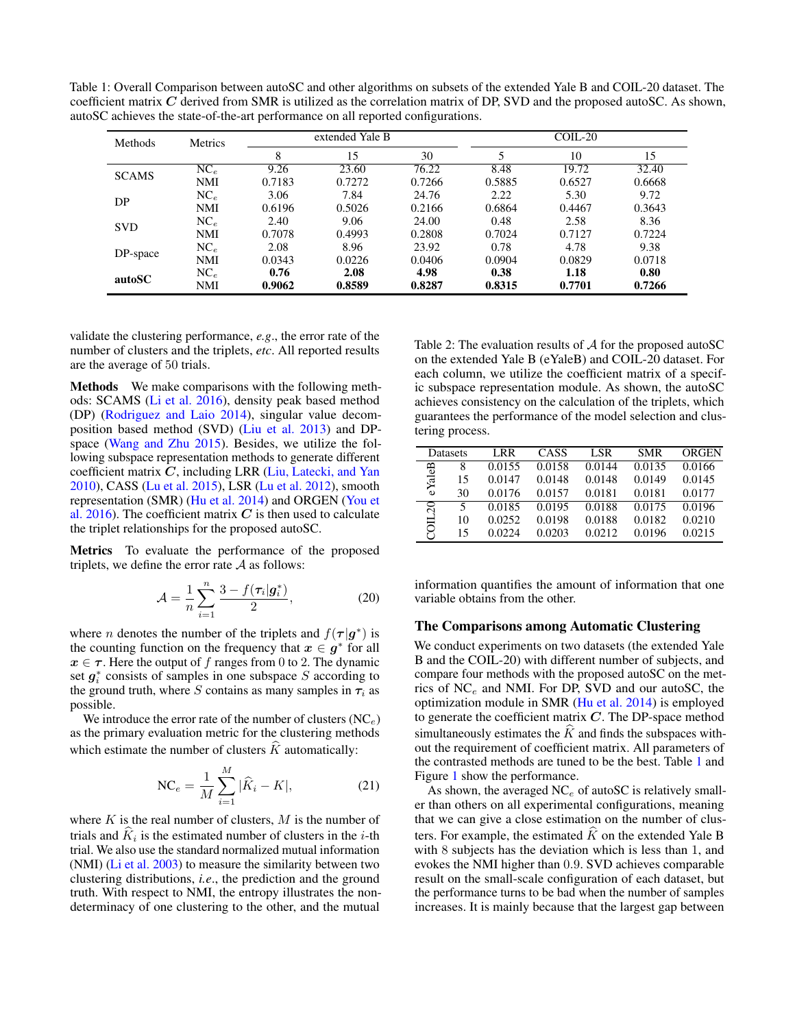Table 1: Overall Comparison between autoSC and other algorithms on subsets of the extended Yale B and COIL-20 dataset. The coefficient matrix $\boldsymbol{C}$ derived from SMR is utilized as the correlation matrix of DP, SVD and the proposed autoSC. As shown, autoSC achieves the state-of-the-art performance on all reported configurations.

| Methods | Metrics | extended Yale B | | | COIL-20 | | |
|---|---|---|---|---|---|---|---|
| | | 8 | 15 | 30 | 5 | 10 | 15 |
| SCAMS | $\text{NC}_e$ | 9.26 | 23.60 | 76.22 | 8.48 | 19.72 | 32.40 |
| | NMI | 0.7183 | 0.7272 | 0.7266 | 0.5885 | 0.6527 | 0.6668 |
| DP | $\text{NC}_e$ | 3.06 | 7.84 | 24.76 | 2.22 | 5.30 | 9.72 |
| | NMI | 0.6196 | 0.5026 | 0.2166 | 0.6864 | 0.4467 | 0.3643 |
| SVD | $\text{NC}_e$ | 2.40 | 9.06 | 24.00 | 0.48 | 2.58 | 8.36 |
| | NMI | 0.7078 | 0.4993 | 0.2808 | 0.7024 | 0.7127 | 0.7224 |
| DP-space | $\text{NC}_e$ | 2.08 | 8.96 | 23.92 | 0.78 | 4.78 | 9.38 |
| | NMI | 0.0343 | 0.0226 | 0.0406 | 0.0904 | 0.0829 | 0.0718 |
| **autoSC** | $\text{NC}_e$ | **0.76** | **2.08** | **4.98** | **0.38** | **1.18** | **0.80** |
| | NMI | **0.9062** | **0.8589** | **0.8287** | **0.8315** | **0.7701** | **0.7266** |

validate the clustering performance, *e.g.*, the error rate of the number of clusters and the triplets, *etc*. All reported results are the average of 50 trials.

**Methods** We make comparisons with the following methods: SCAMS (Li et al. 2016), density peak based method (DP) (Rodriguez and Laio 2014), singular value decomposition based method (SVD) (Liu et al. 2013) and DP-space (Wang and Zhu 2015). Besides, we utilize the following subspace representation methods to generate different coefficient matrix $\boldsymbol{C}$, including LRR (Liu, Latecki, and Yan 2010), CASS (Lu et al. 2015), LSR (Lu et al. 2012), smooth representation (SMR) (Hu et al. 2014) and ORGEN (You et al. 2016). The coefficient matrix $\boldsymbol{C}$ is then used to calculate the triplet relationships for the proposed autoSC.

**Metrics** To evaluate the performance of the proposed triplets, we define the error rate $\mathcal{A}$ as follows:

$$\mathcal{A} = \frac{1}{n}\sum_{i=1}^{n}\frac{3 - f(\boldsymbol{\tau}_i|\boldsymbol{g}_i^*)}{2}, \tag{20}$$

where $n$ denotes the number of the triplets and $f(\boldsymbol{\tau}|\boldsymbol{g}^*)$ is the counting function on the frequency that $\boldsymbol{x} \in \boldsymbol{g}^*$ for all $\boldsymbol{x} \in \boldsymbol{\tau}$. Here the output of $f$ ranges from 0 to 2. The dynamic set $\boldsymbol{g}_i^*$ consists of samples in one subspace $S$ according to the ground truth, where $S$ contains as many samples in $\boldsymbol{\tau}_i$ as possible.

We introduce the error rate of the number of clusters ($\text{NC}_e$) as the primary evaluation metric for the clustering methods which estimate the number of clusters $\widehat{K}$ automatically:

$$\text{NC}_e = \frac{1}{M}\sum_{i=1}^{M}|\widehat{K}_i - K|, \tag{21}$$

where $K$ is the real number of clusters, $M$ is the number of trials and $\widehat{K}_i$ is the estimated number of clusters in the $i$-th trial. We also use the standard normalized mutual information (NMI) (Li et al. 2003) to measure the similarity between two clustering distributions, *i.e.*, the prediction and the ground truth. With respect to NMI, the entropy illustrates the non-determinacy of one clustering to the other, and the mutual information quantifies the amount of information that one variable obtains from the other.

Table 2: The evaluation results of $\mathcal{A}$ for the proposed autoSC on the extended Yale B (eYaleB) and COIL-20 dataset. For each column, we utilize the coefficient matrix of a specific subspace representation module. As shown, the autoSC achieves consistency on the calculation of the triplets, which guarantees the performance of the model selection and clustering process.

| Datasets | | LRR | CASS | LSR | SMR | ORGEN |
|---|---|---|---|---|---|---|
| eYaleB | 8 | 0.0155 | 0.0158 | 0.0144 | 0.0135 | 0.0166 |
| | 15 | 0.0147 | 0.0148 | 0.0148 | 0.0149 | 0.0145 |
| | 30 | 0.0176 | 0.0157 | 0.0181 | 0.0181 | 0.0177 |
| COIL20 | 5 | 0.0185 | 0.0195 | 0.0188 | 0.0175 | 0.0196 |
| | 10 | 0.0252 | 0.0198 | 0.0188 | 0.0182 | 0.0210 |
| | 15 | 0.0224 | 0.0203 | 0.0212 | 0.0196 | 0.0215 |

## The Comparisons among Automatic Clustering

We conduct experiments on two datasets (the extended Yale B and the COIL-20) with different number of subjects, and compare four methods with the proposed autoSC on the metrics of $\text{NC}_e$ and NMI. For DP, SVD and our autoSC, the optimization module in SMR (Hu et al. 2014) is employed to generate the coefficient matrix $\boldsymbol{C}$. The DP-space method simultaneously estimates the $\widehat{K}$ and finds the subspaces without the requirement of coefficient matrix. All parameters of the contrasted methods are tuned to be the best. Table 1 and Figure 1 show the performance.

As shown, the averaged $\text{NC}_e$ of autoSC is relatively smaller than others on all experimental configurations, meaning that we can give a close estimation on the number of clusters. For example, the estimated $\widehat{K}$ on the extended Yale B with 8 subjects has the deviation which is less than 1, and evokes the NMI higher than 0.9. SVD achieves comparable result on the small-scale configuration of each dataset, but the performance turns to be bad when the number of samples increases. It is mainly because that the largest gap between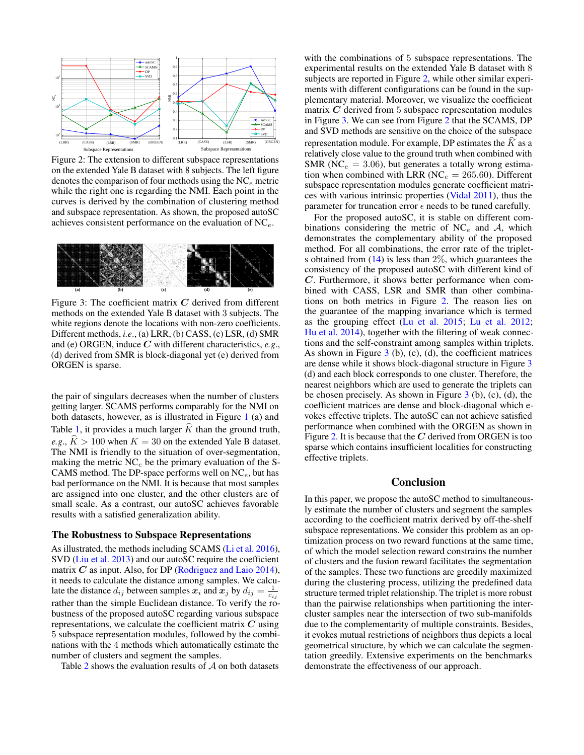Figure 2: The extension to different subspace representations on the extended Yale B dataset with 8 subjects. The left figure denotes the comparison of four methods using the $\text{NC}_e$ metric while the right one is regarding the NMI. Each point in the curves is derived by the combination of clustering method and subspace representation. As shown, the proposed autoSC achieves consistent performance on the evaluation of $\text{NC}_e$.

Figure 3: The coefficient matrix $\boldsymbol{C}$ derived from different methods on the extended Yale B dataset with 3 subjects. The white regions denote the locations with non-zero coefficients. Different methods, *i.e.*, (a) LRR, (b) CASS, (c) LSR, (d) SMR and (e) ORGEN, induce $\boldsymbol{C}$ with different characteristics, *e.g.*, (d) derived from SMR is block-diagonal yet (e) derived from ORGEN is sparse.

the pair of singulars decreases when the number of clusters getting larger. SCAMS performs comparably for the NMI on both datasets, however, as is illustrated in Figure 1 (a) and Table 1, it provides a much larger $\widehat{K}$ than the ground truth, *e.g.*, $\widehat{K} > 100$ when $K = 30$ on the extended Yale B dataset. The NMI is friendly to the situation of over-segmentation, making the metric $\text{NC}_e$ be the primary evaluation of the SCAMS method. The DP-space performs well on $\text{NC}_e$, but has bad performance on the NMI. It is because that most samples are assigned into one cluster, and the other clusters are of small scale. As a contrast, our autoSC achieves favorable results with a satisfied generalization ability.

### The Robustness to Subspace Representations

As illustrated, the methods including SCAMS (Li et al. 2016), SVD (Liu et al. 2013) and our autoSC require the coefficient matrix $\boldsymbol{C}$ as input. Also, for DP (Rodriguez and Laio 2014), it needs to calculate the distance among samples. We calculate the distance $d_{ij}$ between samples $\boldsymbol{x}_i$ and $\boldsymbol{x}_j$ by $d_{ij} = \frac{1}{c_{ij}}$ rather than the simple Euclidean distance. To verify the robustness of the proposed autoSC regarding various subspace representations, we calculate the coefficient matrix $\boldsymbol{C}$ using 5 subspace representation modules, followed by the combinations with the 4 methods which automatically estimate the number of clusters and segment the samples.

Table 2 shows the evaluation results of $\mathcal{A}$ on both datasets with the combinations of 5 subspace representations. The experimental results on the extended Yale B dataset with 8 subjects are reported in Figure 2, while other similar experiments with different configurations can be found in the supplementary material. Moreover, we visualize the coefficient matrix $\boldsymbol{C}$ derived from 5 subspace representation modules in Figure 3. We can see from Figure 2 that the SCAMS, DP and SVD methods are sensitive on the choice of the subspace representation module. For example, DP estimates the $\widehat{K}$ as a relatively close value to the ground truth when combined with SMR ($\text{NC}_e = 3.06$), but generates a totally wrong estimation when combined with LRR ($\text{NC}_e = 265.60$). Different subspace representation modules generate coefficient matrices with various intrinsic properties (Vidal 2011), thus the parameter for truncation error $\epsilon$ needs to be tuned carefully.

For the proposed autoSC, it is stable on different combinations considering the metric of $\text{NC}_e$ and $\mathcal{A}$, which demonstrates the complementary ability of the proposed method. For all combinations, the error rate of the triplets obtained from (14) is less than 2%, which guarantees the consistency of the proposed autoSC with different kind of $\boldsymbol{C}$. Furthermore, it shows better performance when combined with CASS, LSR and SMR than other combinations on both metrics in Figure 2. The reason lies on the guarantee of the mapping invariance which is termed as the grouping effect (Lu et al. 2015; Lu et al. 2012; Hu et al. 2014), together with the filtering of weak connections and the self-constraint among samples within triplets. As shown in Figure 3 (b), (c), (d), the coefficient matrices are dense while it shows block-diagonal structure in Figure 3 (d) and each block corresponds to one cluster. Therefore, the nearest neighbors which are used to generate the triplets can be chosen precisely. As shown in Figure 3 (b), (c), (d), the coefficient matrices are dense and block-diagonal which evokes effective triplets. The autoSC can not achieve satisfied performance when combined with the ORGEN as shown in Figure 2. It is because that the $\boldsymbol{C}$ derived from ORGEN is too sparse which contains insufficient localities for constructing effective triplets.

## Conclusion

In this paper, we propose the autoSC method to simultaneously estimate the number of clusters and segment the samples according to the coefficient matrix derived by off-the-shelf subspace representations. We consider this problem as an optimization process on two reward functions at the same time, of which the model selection reward constrains the number of clusters and the fusion reward facilitates the segmentation of the samples. These two functions are greedily maximized during the clustering process, utilizing the predefined data structure termed triplet relationship. The triplet is more robust than the pairwise relationships when partitioning the inter-cluster samples near the intersection of two sub-manifolds due to the complementarity of multiple constraints. Besides, it evokes mutual restrictions of neighbors thus depicts a local geometrical structure, by which we can calculate the segmentation greedily. Extensive experiments on the benchmarks demonstrate the effectiveness of our approach.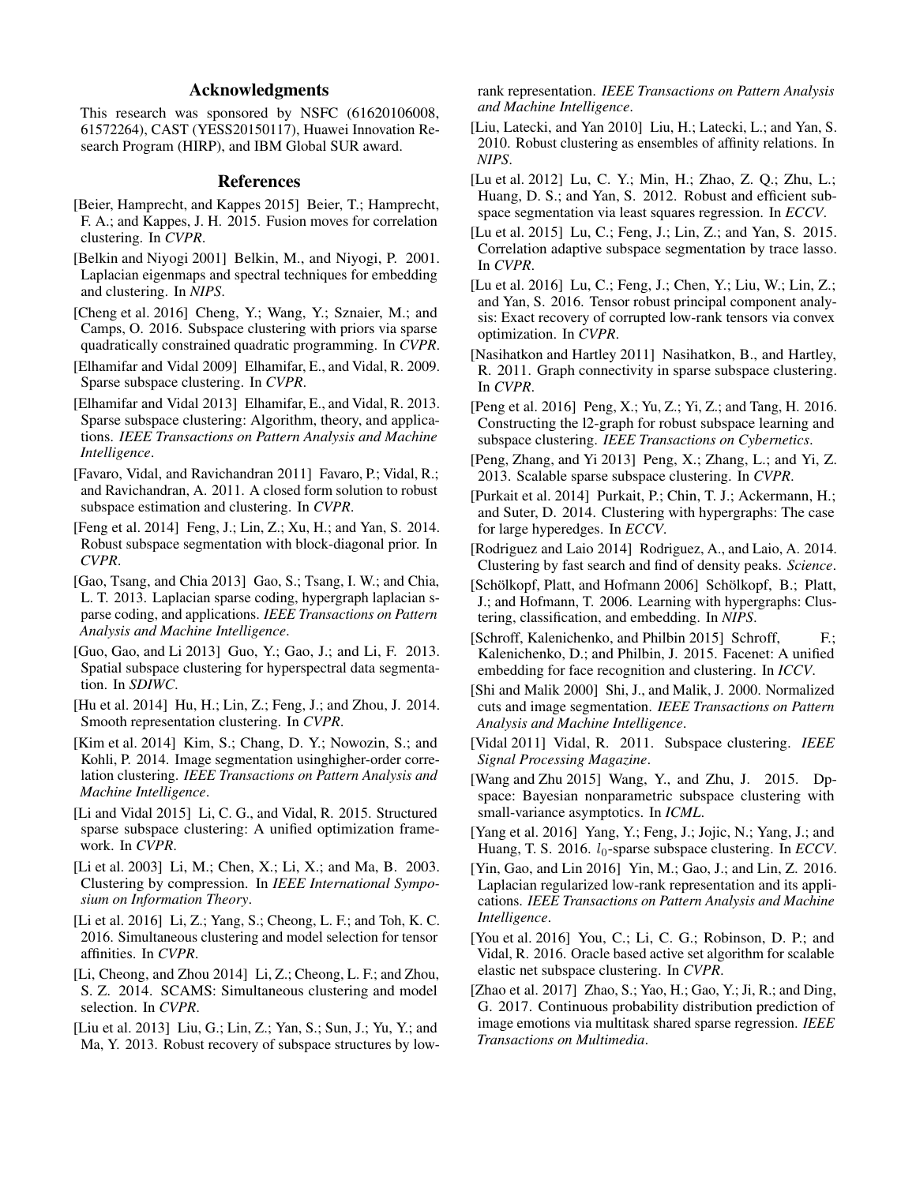## Acknowledgments

This research was sponsored by NSFC (61620106008, 61572264), CAST (YESS20150117), Huawei Innovation Research Program (HIRP), and IBM Global SUR award.

## References

[Beier, Hamprecht, and Kappes 2015] Beier, T.; Hamprecht, F. A.; and Kappes, J. H. 2015. Fusion moves for correlation clustering. In *CVPR*.

[Belkin and Niyogi 2001] Belkin, M., and Niyogi, P. 2001. Laplacian eigenmaps and spectral techniques for embedding and clustering. In *NIPS*.

[Cheng et al. 2016] Cheng, Y.; Wang, Y.; Sznaier, M.; and Camps, O. 2016. Subspace clustering with priors via sparse quadratically constrained quadratic programming. In *CVPR*.

[Elhamifar and Vidal 2009] Elhamifar, E., and Vidal, R. 2009. Sparse subspace clustering. In *CVPR*.

[Elhamifar and Vidal 2013] Elhamifar, E., and Vidal, R. 2013. Sparse subspace clustering: Algorithm, theory, and applications. *IEEE Transactions on Pattern Analysis and Machine Intelligence*.

[Favaro, Vidal, and Ravichandran 2011] Favaro, P.; Vidal, R.; and Ravichandran, A. 2011. A closed form solution to robust subspace estimation and clustering. In *CVPR*.

[Feng et al. 2014] Feng, J.; Lin, Z.; Xu, H.; and Yan, S. 2014. Robust subspace segmentation with block-diagonal prior. In *CVPR*.

[Gao, Tsang, and Chia 2013] Gao, S.; Tsang, I. W.; and Chia, L. T. 2013. Laplacian sparse coding, hypergraph laplacian sparse coding, and applications. *IEEE Transactions on Pattern Analysis and Machine Intelligence*.

[Guo, Gao, and Li 2013] Guo, Y.; Gao, J.; and Li, F. 2013. Spatial subspace clustering for hyperspectral data segmentation. In *SDIWC*.

[Hu et al. 2014] Hu, H.; Lin, Z.; Feng, J.; and Zhou, J. 2014. Smooth representation clustering. In *CVPR*.

[Kim et al. 2014] Kim, S.; Chang, D. Y.; Nowozin, S.; and Kohli, P. 2014. Image segmentation usinghigher-order correlation clustering. *IEEE Transactions on Pattern Analysis and Machine Intelligence*.

[Li and Vidal 2015] Li, C. G., and Vidal, R. 2015. Structured sparse subspace clustering: A unified optimization framework. In *CVPR*.

[Li et al. 2003] Li, M.; Chen, X.; Li, X.; and Ma, B. 2003. Clustering by compression. In *IEEE International Symposium on Information Theory*.

[Li et al. 2016] Li, Z.; Yang, S.; Cheong, L. F.; and Toh, K. C. 2016. Simultaneous clustering and model selection for tensor affinities. In *CVPR*.

[Li, Cheong, and Zhou 2014] Li, Z.; Cheong, L. F.; and Zhou, S. Z. 2014. SCAMS: Simultaneous clustering and model selection. In *CVPR*.

[Liu et al. 2013] Liu, G.; Lin, Z.; Yan, S.; Sun, J.; Yu, Y.; and Ma, Y. 2013. Robust recovery of subspace structures by low-rank representation. *IEEE Transactions on Pattern Analysis and Machine Intelligence*.

[Liu, Latecki, and Yan 2010] Liu, H.; Latecki, L.; and Yan, S. 2010. Robust clustering as ensembles of affinity relations. In *NIPS*.

[Lu et al. 2012] Lu, C. Y.; Min, H.; Zhao, Z. Q.; Zhu, L.; Huang, D. S.; and Yan, S. 2012. Robust and efficient subspace segmentation via least squares regression. In *ECCV*.

[Lu et al. 2015] Lu, C.; Feng, J.; Lin, Z.; and Yan, S. 2015. Correlation adaptive subspace segmentation by trace lasso. In *CVPR*.

[Lu et al. 2016] Lu, C.; Feng, J.; Chen, Y.; Liu, W.; Lin, Z.; and Yan, S. 2016. Tensor robust principal component analysis: Exact recovery of corrupted low-rank tensors via convex optimization. In *CVPR*.

[Nasihatkon and Hartley 2011] Nasihatkon, B., and Hartley, R. 2011. Graph connectivity in sparse subspace clustering. In *CVPR*.

[Peng et al. 2016] Peng, X.; Yu, Z.; Yi, Z.; and Tang, H. 2016. Constructing the l2-graph for robust subspace learning and subspace clustering. *IEEE Transactions on Cybernetics*.

[Peng, Zhang, and Yi 2013] Peng, X.; Zhang, L.; and Yi, Z. 2013. Scalable sparse subspace clustering. In *CVPR*.

[Purkait et al. 2014] Purkait, P.; Chin, T. J.; Ackermann, H.; and Suter, D. 2014. Clustering with hypergraphs: The case for large hyperedges. In *ECCV*.

[Rodriguez and Laio 2014] Rodriguez, A., and Laio, A. 2014. Clustering by fast search and find of density peaks. *Science*.

[Schölkopf, Platt, and Hofmann 2006] Schölkopf, B.; Platt, J.; and Hofmann, T. 2006. Learning with hypergraphs: Clustering, classification, and embedding. In *NIPS*.

[Schroff, Kalenichenko, and Philbin 2015] Schroff, F.; Kalenichenko, D.; and Philbin, J. 2015. Facenet: A unified embedding for face recognition and clustering. In *ICCV*.

[Shi and Malik 2000] Shi, J., and Malik, J. 2000. Normalized cuts and image segmentation. *IEEE Transactions on Pattern Analysis and Machine Intelligence*.

[Vidal 2011] Vidal, R. 2011. Subspace clustering. *IEEE Signal Processing Magazine*.

[Wang and Zhu 2015] Wang, Y., and Zhu, J. 2015. Dp-space: Bayesian nonparametric subspace clustering with small-variance asymptotics. In *ICML*.

[Yang et al. 2016] Yang, Y.; Feng, J.; Jojic, N.; Yang, J.; and Huang, T. S. 2016. $l_0$-sparse subspace clustering. In *ECCV*.

[Yin, Gao, and Lin 2016] Yin, M.; Gao, J.; and Lin, Z. 2016. Laplacian regularized low-rank representation and its applications. *IEEE Transactions on Pattern Analysis and Machine Intelligence*.

[You et al. 2016] You, C.; Li, C. G.; Robinson, D. P.; and Vidal, R. 2016. Oracle based active set algorithm for scalable elastic net subspace clustering. In *CVPR*.

[Zhao et al. 2017] Zhao, S.; Yao, H.; Gao, Y.; Ji, R.; and Ding, G. 2017. Continuous probability distribution prediction of image emotions via multitask shared sparse regression. *IEEE Transactions on Multimedia*.